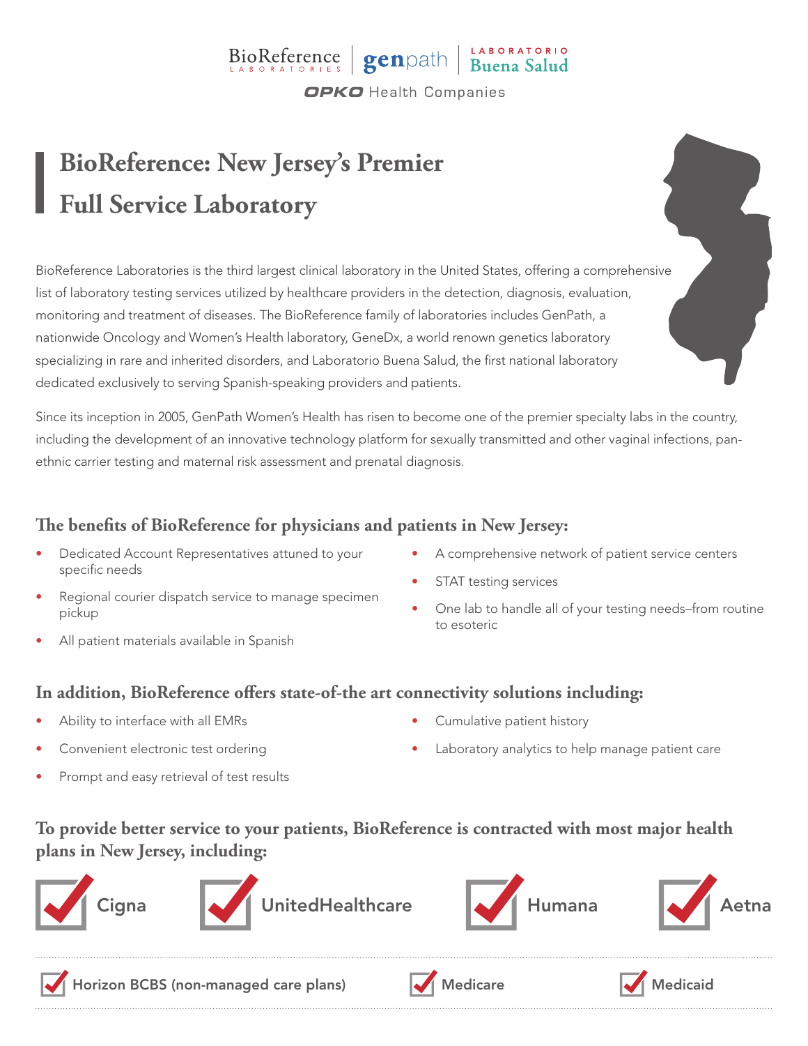BioReference LABORATORIES | genpath | LABORATORIO Buena Salud

OPKO Health Companies

# BioReference: New Jersey's Premier Full Service Laboratory

BioReference Laboratories is the third largest clinical laboratory in the United States, offering a comprehensive list of laboratory testing services utilized by healthcare providers in the detection, diagnosis, evaluation, monitoring and treatment of diseases. The BioReference family of laboratories includes GenPath, a nationwide Oncology and Women's Health laboratory, GeneDx, a world renown genetics laboratory specializing in rare and inherited disorders, and Laboratorio Buena Salud, the first national laboratory dedicated exclusively to serving Spanish-speaking providers and patients.

Since its inception in 2005, GenPath Women's Health has risen to become one of the premier specialty labs in the country, including the development of an innovative technology platform for sexually transmitted and other vaginal infections, pan-ethnic carrier testing and maternal risk assessment and prenatal diagnosis.

## The benefits of BioReference for physicians and patients in New Jersey:

- Dedicated Account Representatives attuned to your specific needs
- Regional courier dispatch service to manage specimen pickup
- All patient materials available in Spanish
- A comprehensive network of patient service centers
- STAT testing services
- One lab to handle all of your testing needs–from routine to esoteric

## In addition, BioReference offers state-of-the art connectivity solutions including:

- Ability to interface with all EMRs
- Convenient electronic test ordering
- Prompt and easy retrieval of test results
- Cumulative patient history
- Laboratory analytics to help manage patient care

## To provide better service to your patients, BioReference is contracted with most major health plans in New Jersey, including:

- ☑ Cigna
- ☑ UnitedHealthcare
- ☑ Humana
- ☑ Aetna
- ☑ Horizon BCBS (non-managed care plans)
- ☑ Medicare
- ☑ Medicaid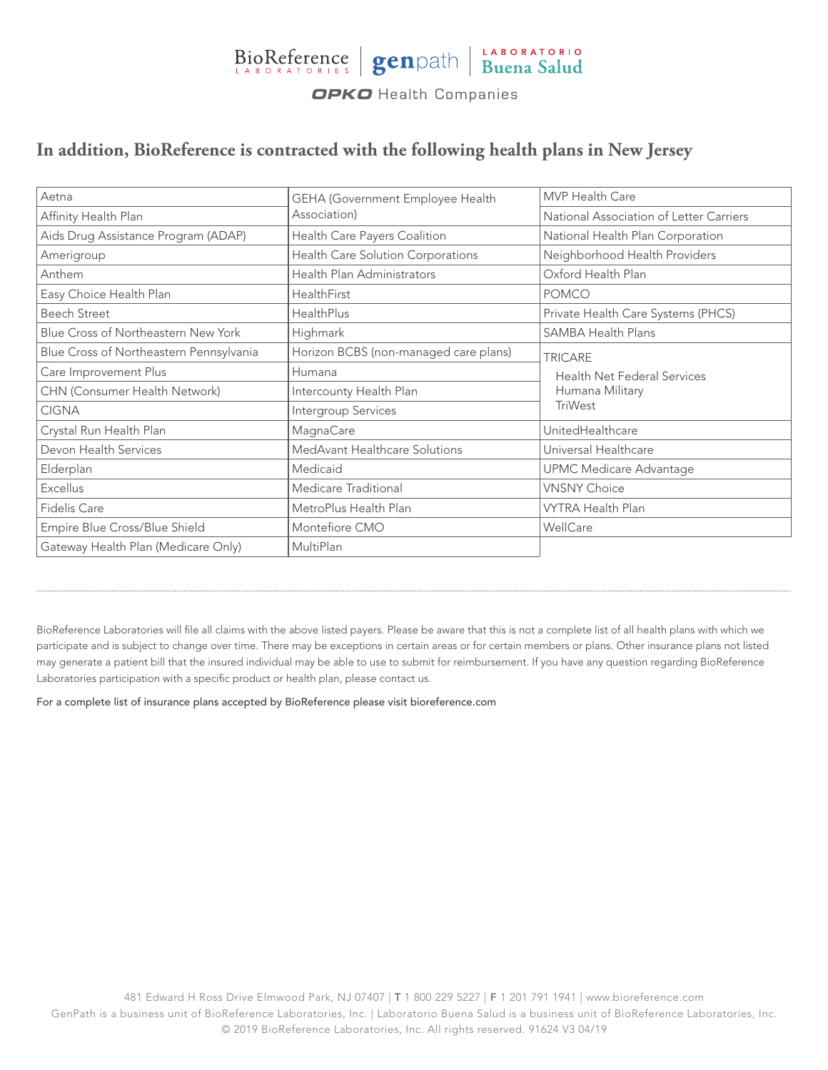BioReference Laboratories | genpath | Laboratorio Buena Salud

OPKO Health Companies

## In addition, BioReference is contracted with the following health plans in New Jersey

| | | |
|---|---|---|
| Aetna | GEHA (Government Employee Health Association) | MVP Health Care |
| Affinity Health Plan | | National Association of Letter Carriers |
| Aids Drug Assistance Program (ADAP) | Health Care Payers Coalition | National Health Plan Corporation |
| Amerigroup | Health Care Solution Corporations | Neighborhood Health Providers |
| Anthem | Health Plan Administrators | Oxford Health Plan |
| Easy Choice Health Plan | HealthFirst | POMCO |
| Beech Street | HealthPlus | Private Health Care Systems (PHCS) |
| Blue Cross of Northeastern New York | Highmark | SAMBA Health Plans |
| Blue Cross of Northeastern Pennsylvania | Horizon BCBS (non-managed care plans) | TRICARE<br>Health Net Federal Services<br>Humana Military<br>TriWest |
| Care Improvement Plus | Humana | |
| CHN (Consumer Health Network) | Intercounty Health Plan | |
| CIGNA | Intergroup Services | |
| Crystal Run Health Plan | MagnaCare | UnitedHealthcare |
| Devon Health Services | MedAvant Healthcare Solutions | Universal Healthcare |
| Elderplan | Medicaid | UPMC Medicare Advantage |
| Excellus | Medicare Traditional | VNSNY Choice |
| Fidelis Care | MetroPlus Health Plan | VYTRA Health Plan |
| Empire Blue Cross/Blue Shield | Montefiore CMO | WellCare |
| Gateway Health Plan (Medicare Only) | MultiPlan | |

BioReference Laboratories will file all claims with the above listed payers. Please be aware that this is not a complete list of all health plans with which we participate and is subject to change over time. There may be exceptions in certain areas or for certain members or plans. Other insurance plans not listed may generate a patient bill that the insured individual may be able to use to submit for reimbursement. If you have any question regarding BioReference Laboratories participation with a specific product or health plan, please contact us.

For a complete list of insurance plans accepted by BioReference please visit bioreference.com

481 Edward H Ross Drive Elmwood Park, NJ 07407 | **T** 1 800 229 5227 | **F** 1 201 791 1941 | www.bioreference.com
GenPath is a business unit of BioReference Laboratories, Inc. | Laboratorio Buena Salud is a business unit of BioReference Laboratories, Inc.
© 2019 BioReference Laboratories, Inc. All rights reserved. 91624 V3 04/19